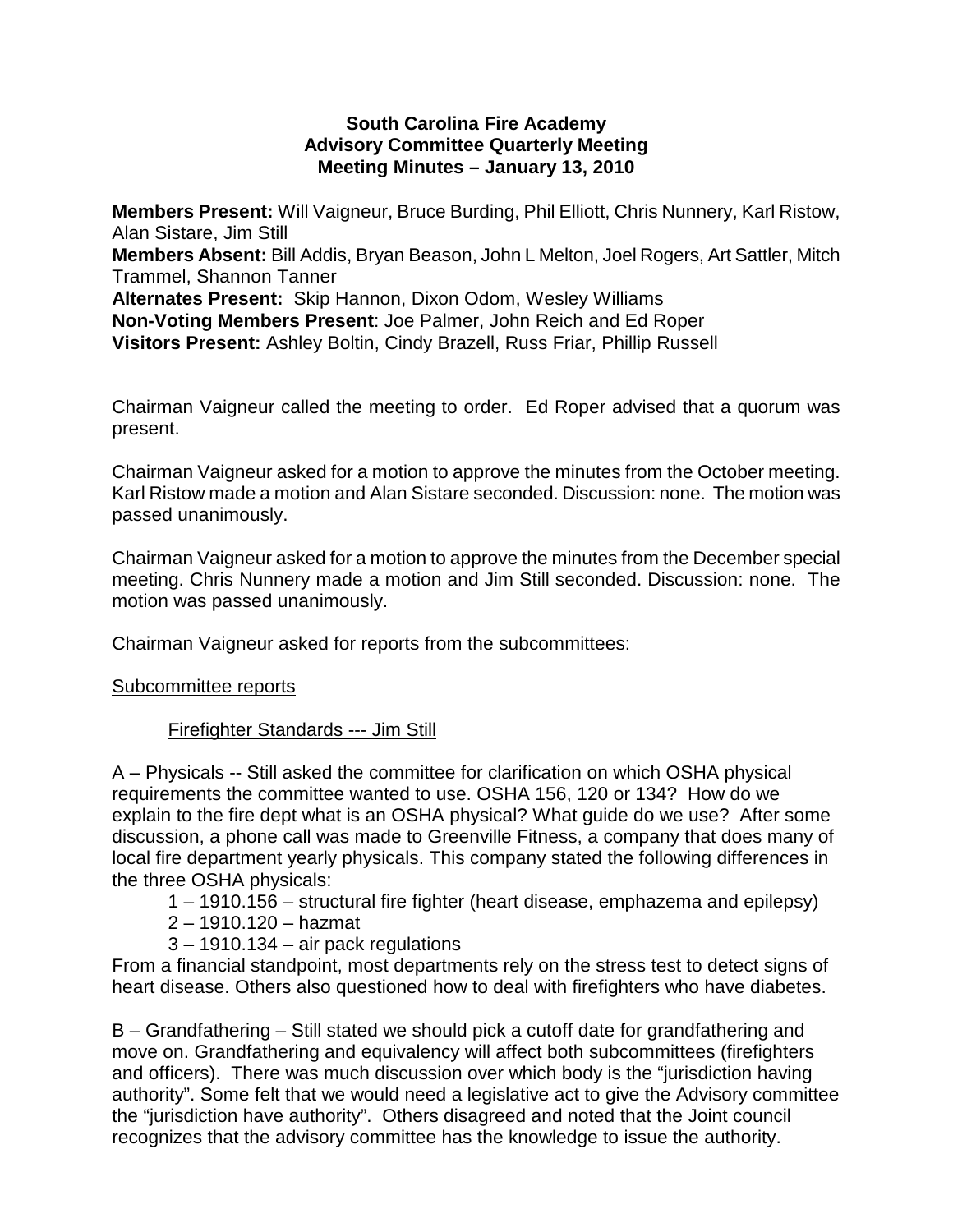# South Carolina Fire Academy
## Advisory Committee Quarterly Meeting
## Meeting Minutes – January 13, 2010

**Members Present:** Will Vaigneur, Bruce Burding, Phil Elliott, Chris Nunnery, Karl Ristow, Alan Sistare, Jim Still
**Members Absent:** Bill Addis, Bryan Beason, John L Melton, Joel Rogers, Art Sattler, Mitch Trammel, Shannon Tanner
**Alternates Present:** Skip Hannon, Dixon Odom, Wesley Williams
**Non-Voting Members Present**: Joe Palmer, John Reich and Ed Roper
**Visitors Present:** Ashley Boltin, Cindy Brazell, Russ Friar, Phillip Russell

Chairman Vaigneur called the meeting to order. Ed Roper advised that a quorum was present.

Chairman Vaigneur asked for a motion to approve the minutes from the October meeting. Karl Ristow made a motion and Alan Sistare seconded. Discussion: none. The motion was passed unanimously.

Chairman Vaigneur asked for a motion to approve the minutes from the December special meeting. Chris Nunnery made a motion and Jim Still seconded. Discussion: none. The motion was passed unanimously.

Chairman Vaigneur asked for reports from the subcommittees:

<u>Subcommittee reports</u>

<u>Firefighter Standards --- Jim Still</u>

A – Physicals -- Still asked the committee for clarification on which OSHA physical requirements the committee wanted to use. OSHA 156, 120 or 134? How do we explain to the fire dept what is an OSHA physical? What guide do we use? After some discussion, a phone call was made to Greenville Fitness, a company that does many of local fire department yearly physicals. This company stated the following differences in the three OSHA physicals:

1 – 1910.156 – structural fire fighter (heart disease, emphazema and epilepsy)
2 – 1910.120 – hazmat
3 – 1910.134 – air pack regulations

From a financial standpoint, most departments rely on the stress test to detect signs of heart disease. Others also questioned how to deal with firefighters who have diabetes.

B – Grandfathering – Still stated we should pick a cutoff date for grandfathering and move on. Grandfathering and equivalency will affect both subcommittees (firefighters and officers). There was much discussion over which body is the "jurisdiction having authority". Some felt that we would need a legislative act to give the Advisory committee the "jurisdiction have authority". Others disagreed and noted that the Joint council recognizes that the advisory committee has the knowledge to issue the authority.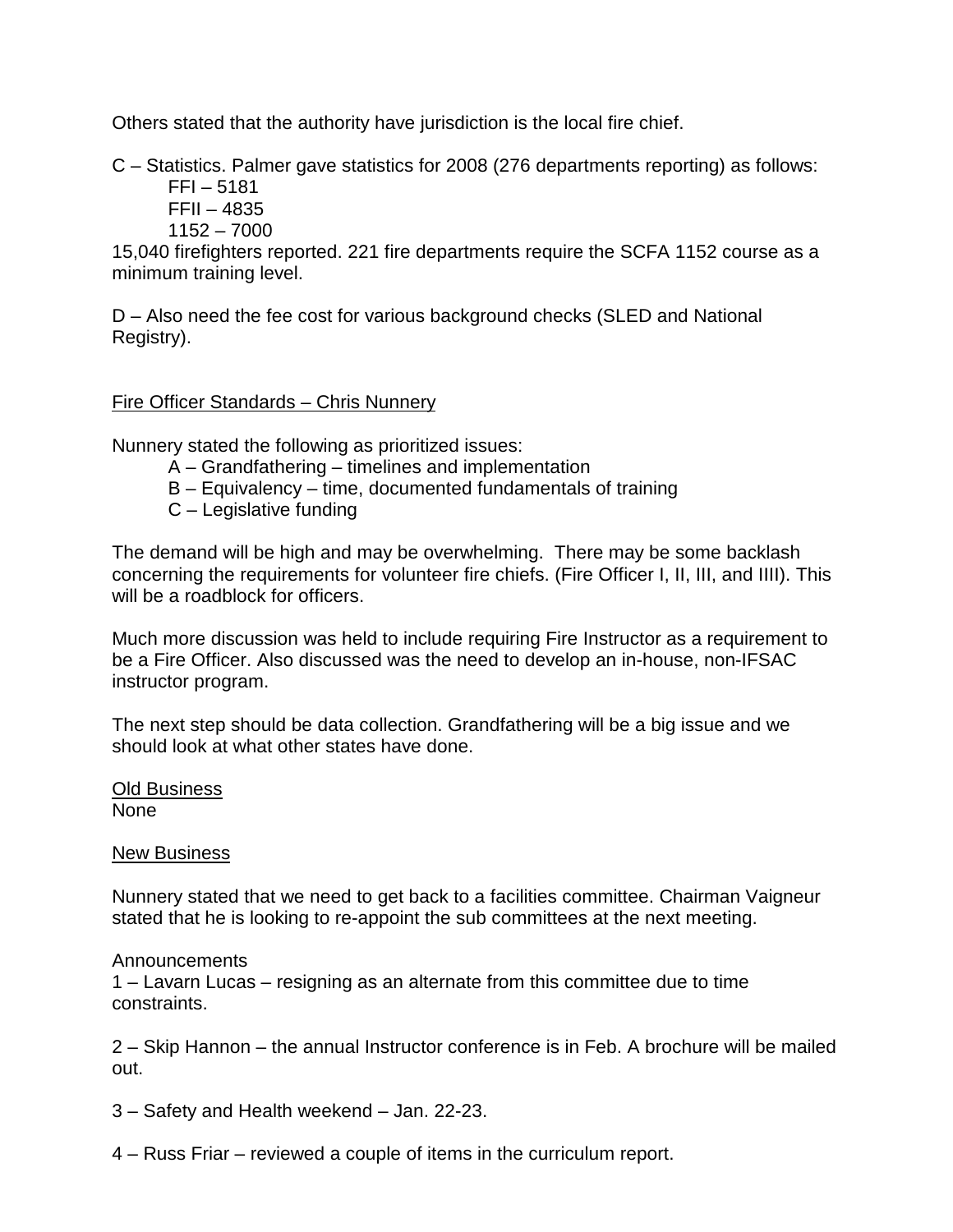Others stated that the authority have jurisdiction is the local fire chief.

C – Statistics. Palmer gave statistics for 2008 (276 departments reporting) as follows:

FFI – 5181  
FFII – 4835  
1152 – 7000

15,040 firefighters reported. 221 fire departments require the SCFA 1152 course as a minimum training level.

D – Also need the fee cost for various background checks (SLED and National Registry).

<u>Fire Officer Standards – Chris Nunnery</u>

Nunnery stated the following as prioritized issues:

A – Grandfathering – timelines and implementation  
B – Equivalency – time, documented fundamentals of training  
C – Legislative funding

The demand will be high and may be overwhelming. There may be some backlash concerning the requirements for volunteer fire chiefs. (Fire Officer I, II, III, and IIII). This will be a roadblock for officers.

Much more discussion was held to include requiring Fire Instructor as a requirement to be a Fire Officer. Also discussed was the need to develop an in-house, non-IFSAC instructor program.

The next step should be data collection. Grandfathering will be a big issue and we should look at what other states have done.

<u>Old Business</u>  
None

<u>New Business</u>

Nunnery stated that we need to get back to a facilities committee. Chairman Vaigneur stated that he is looking to re-appoint the sub committees at the next meeting.

Announcements

1 – Lavarn Lucas – resigning as an alternate from this committee due to time constraints.

2 – Skip Hannon – the annual Instructor conference is in Feb. A brochure will be mailed out.

3 – Safety and Health weekend – Jan. 22-23.

4 – Russ Friar – reviewed a couple of items in the curriculum report.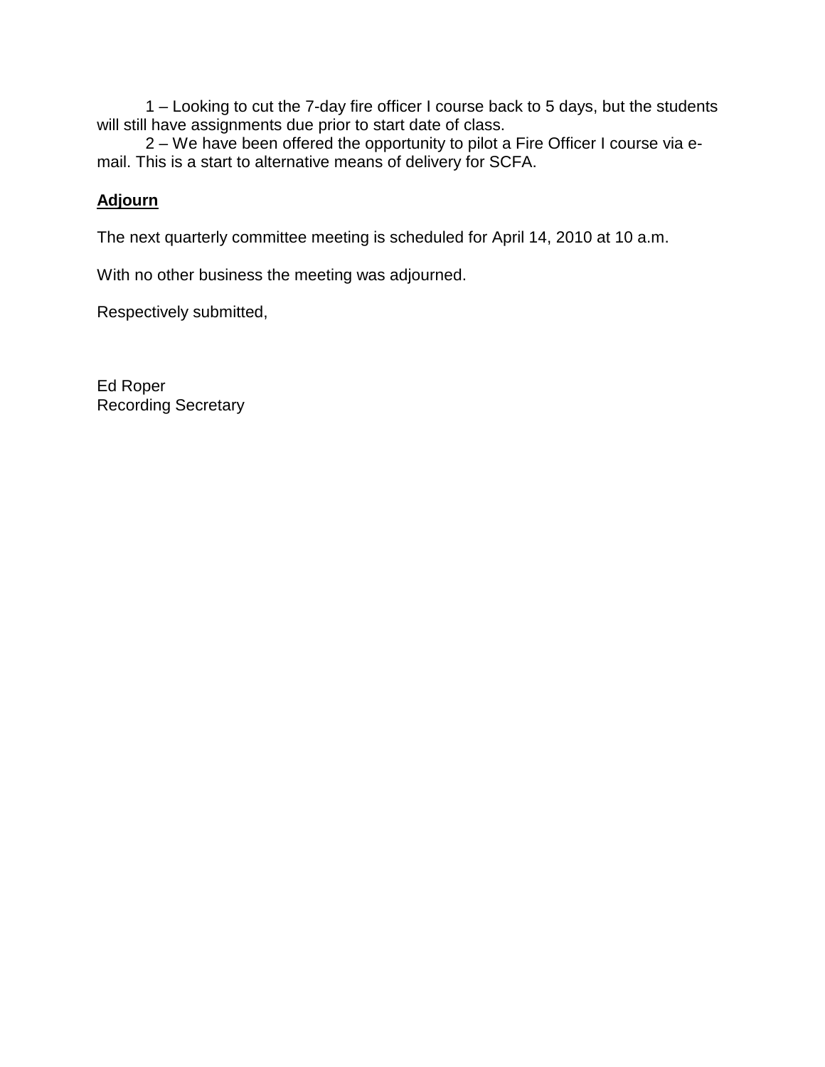1 – Looking to cut the 7-day fire officer I course back to 5 days, but the students will still have assignments due prior to start date of class.

2 – We have been offered the opportunity to pilot a Fire Officer I course via e-mail. This is a start to alternative means of delivery for SCFA.

**Adjourn**

The next quarterly committee meeting is scheduled for April 14, 2010 at 10 a.m.

With no other business the meeting was adjourned.

Respectively submitted,

Ed Roper
Recording Secretary